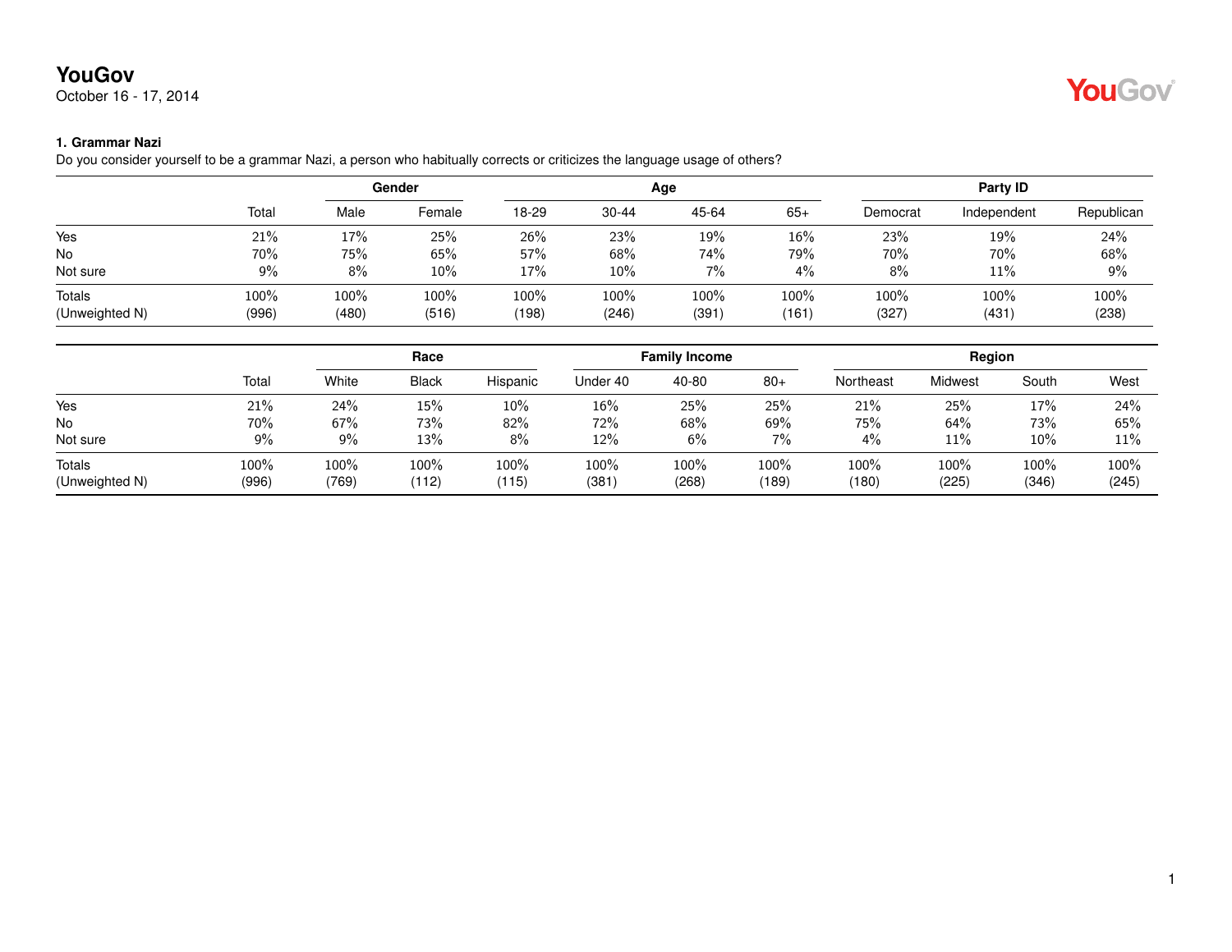# YouGov

October 16 - 17, 2014

### 1. Grammar Nazi

Do you consider yourself to be a grammar Nazi, a person who habitually corrects or criticizes the language usage of others?

| | | Gender | | Age | | | | Party ID | | |
|---|---|---|---|---|---|---|---|---|---|---|
| | Total | Male | Female | 18-29 | 30-44 | 45-64 | 65+ | Democrat | Independent | Republican |
| Yes | 21% | 17% | 25% | 26% | 23% | 19% | 16% | 23% | 19% | 24% |
| No | 70% | 75% | 65% | 57% | 68% | 74% | 79% | 70% | 70% | 68% |
| Not sure | 9% | 8% | 10% | 17% | 10% | 7% | 4% | 8% | 11% | 9% |
| Totals | 100% | 100% | 100% | 100% | 100% | 100% | 100% | 100% | 100% | 100% |
| (Unweighted N) | (996) | (480) | (516) | (198) | (246) | (391) | (161) | (327) | (431) | (238) |

| | | Race | | | Family Income | | | Region | | | |
|---|---|---|---|---|---|---|---|---|---|---|---|
| | Total | White | Black | Hispanic | Under 40 | 40-80 | 80+ | Northeast | Midwest | South | West |
| Yes | 21% | 24% | 15% | 10% | 16% | 25% | 25% | 21% | 25% | 17% | 24% |
| No | 70% | 67% | 73% | 82% | 72% | 68% | 69% | 75% | 64% | 73% | 65% |
| Not sure | 9% | 9% | 13% | 8% | 12% | 6% | 7% | 4% | 11% | 10% | 11% |
| Totals | 100% | 100% | 100% | 100% | 100% | 100% | 100% | 100% | 100% | 100% | 100% |
| (Unweighted N) | (996) | (769) | (112) | (115) | (381) | (268) | (189) | (180) | (225) | (346) | (245) |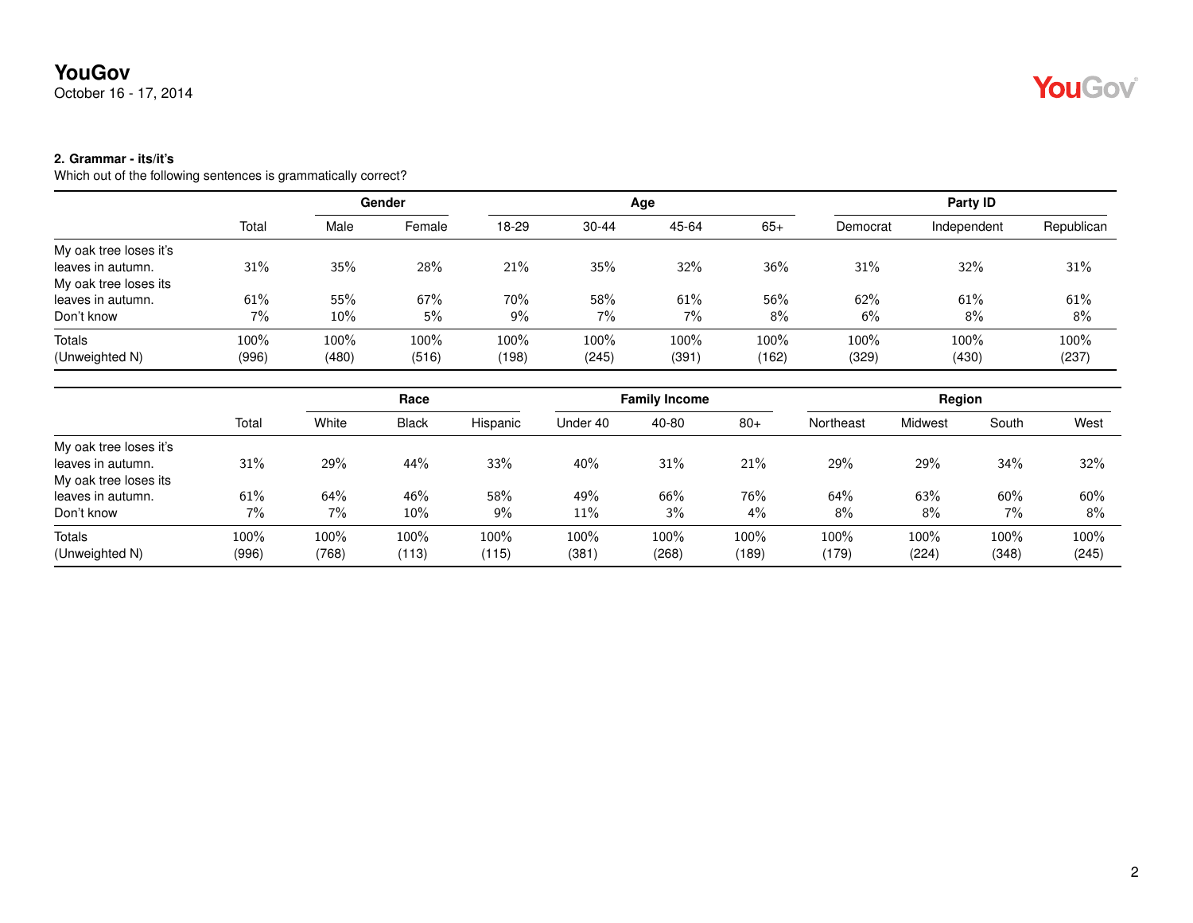**YouGov**
October 16 - 17, 2014

**2. Grammar - its/it's**
Which out of the following sentences is grammatically correct?

| | Total | Gender | | Age | | | | Party ID | | |
|---|---|---|---|---|---|---|---|---|---|---|
| | | Male | Female | 18-29 | 30-44 | 45-64 | 65+ | Democrat | Independent | Republican |
| My oak tree loses it's leaves in autumn. | 31% | 35% | 28% | 21% | 35% | 32% | 36% | 31% | 32% | 31% |
| My oak tree loses its leaves in autumn. | 61% | 55% | 67% | 70% | 58% | 61% | 56% | 62% | 61% | 61% |
| Don't know | 7% | 10% | 5% | 9% | 7% | 7% | 8% | 6% | 8% | 8% |
| Totals | 100% | 100% | 100% | 100% | 100% | 100% | 100% | 100% | 100% | 100% |
| (Unweighted N) | (996) | (480) | (516) | (198) | (245) | (391) | (162) | (329) | (430) | (237) |

| | Total | Race | | | Family Income | | | Region | | | |
|---|---|---|---|---|---|---|---|---|---|---|---|
| | | White | Black | Hispanic | Under 40 | 40-80 | 80+ | Northeast | Midwest | South | West |
| My oak tree loses it's leaves in autumn. | 31% | 29% | 44% | 33% | 40% | 31% | 21% | 29% | 29% | 34% | 32% |
| My oak tree loses its leaves in autumn. | 61% | 64% | 46% | 58% | 49% | 66% | 76% | 64% | 63% | 60% | 60% |
| Don't know | 7% | 7% | 10% | 9% | 11% | 3% | 4% | 8% | 8% | 7% | 8% |
| Totals | 100% | 100% | 100% | 100% | 100% | 100% | 100% | 100% | 100% | 100% | 100% |
| (Unweighted N) | (996) | (768) | (113) | (115) | (381) | (268) | (189) | (179) | (224) | (348) | (245) |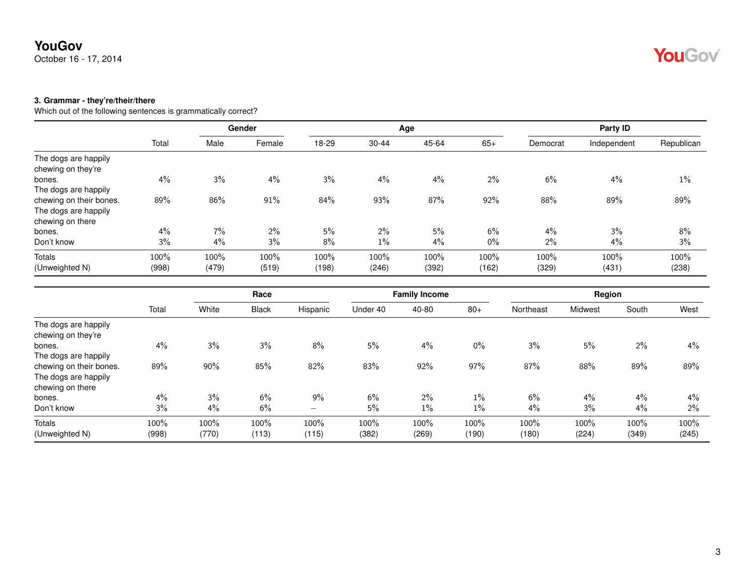**YouGov**
October 16 - 17, 2014

### 3. Grammar - they're/their/there

Which out of the following sentences is grammatically correct?

| | Total | Gender | | Age | | | | Party ID | | |
|---|---|---|---|---|---|---|---|---|---|---|
| | | Male | Female | 18-29 | 30-44 | 45-64 | 65+ | Democrat | Independent | Republican |
| The dogs are happily chewing on they're bones. | 4% | 3% | 4% | 3% | 4% | 4% | 2% | 6% | 4% | 1% |
| The dogs are happily chewing on their bones. | 89% | 86% | 91% | 84% | 93% | 87% | 92% | 88% | 89% | 89% |
| The dogs are happily chewing on there bones. | 4% | 7% | 2% | 5% | 2% | 5% | 6% | 4% | 3% | 8% |
| Don't know | 3% | 4% | 3% | 8% | 1% | 4% | 0% | 2% | 4% | 3% |
| Totals | 100% | 100% | 100% | 100% | 100% | 100% | 100% | 100% | 100% | 100% |
| (Unweighted N) | (998) | (479) | (519) | (198) | (246) | (392) | (162) | (329) | (431) | (238) |

| | Total | Race | | | Family Income | | | Region | | | |
|---|---|---|---|---|---|---|---|---|---|---|---|
| | | White | Black | Hispanic | Under 40 | 40-80 | 80+ | Northeast | Midwest | South | West |
| The dogs are happily chewing on they're bones. | 4% | 3% | 3% | 8% | 5% | 4% | 0% | 3% | 5% | 2% | 4% |
| The dogs are happily chewing on their bones. | 89% | 90% | 85% | 82% | 83% | 92% | 97% | 87% | 88% | 89% | 89% |
| The dogs are happily chewing on there bones. | 4% | 3% | 6% | 9% | 6% | 2% | 1% | 6% | 4% | 4% | 4% |
| Don't know | 3% | 4% | 6% | – | 5% | 1% | 1% | 4% | 3% | 4% | 2% |
| Totals | 100% | 100% | 100% | 100% | 100% | 100% | 100% | 100% | 100% | 100% | 100% |
| (Unweighted N) | (998) | (770) | (113) | (115) | (382) | (269) | (190) | (180) | (224) | (349) | (245) |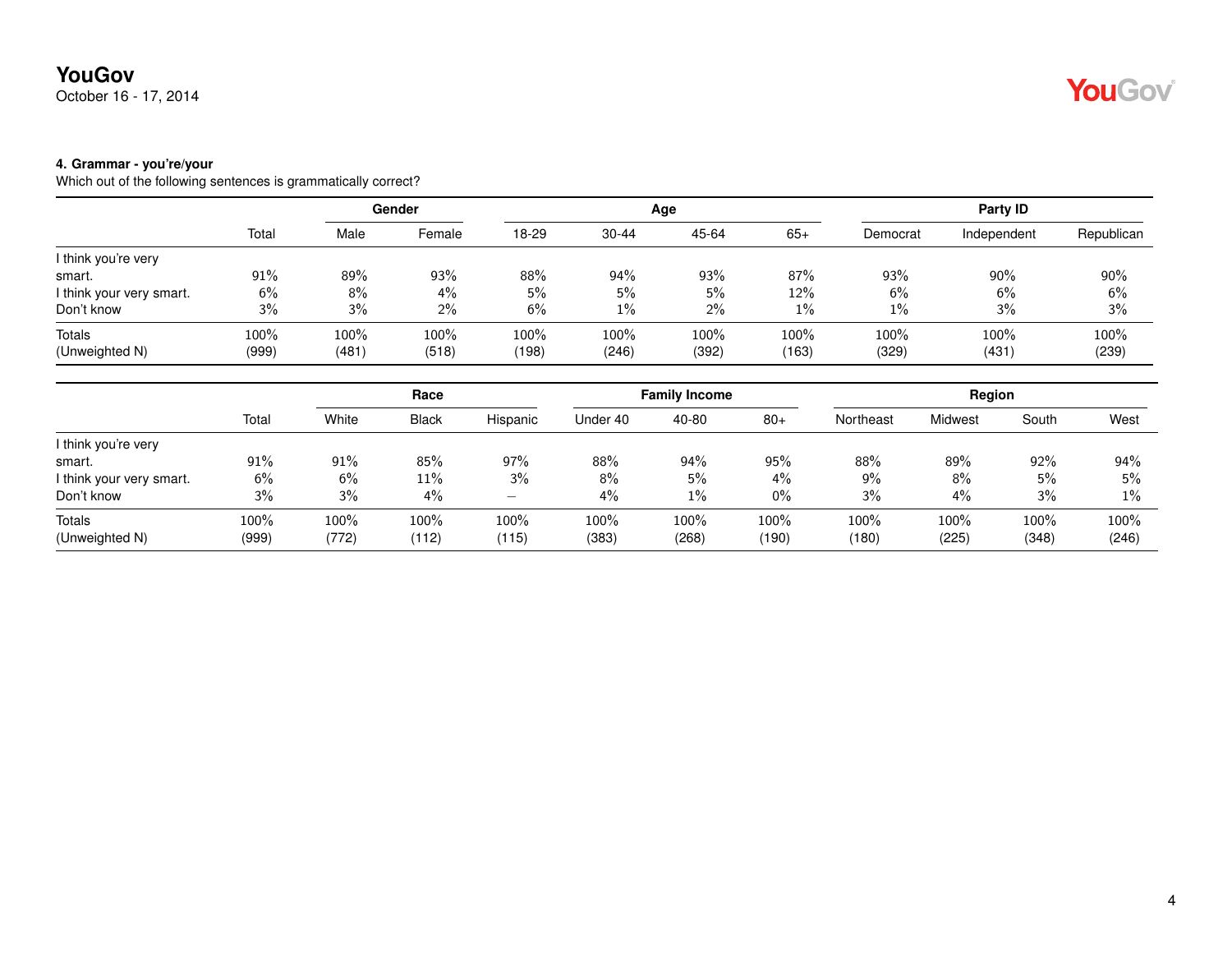**4. Grammar - you're/your**

Which out of the following sentences is grammatically correct?

| | Total | Gender | | Age | | | | Party ID | | |
|---|---|---|---|---|---|---|---|---|---|---|
| | | Male | Female | 18-29 | 30-44 | 45-64 | 65+ | Democrat | Independent | Republican |
| I think you're very smart. | 91% | 89% | 93% | 88% | 94% | 93% | 87% | 93% | 90% | 90% |
| I think your very smart. | 6% | 8% | 4% | 5% | 5% | 5% | 12% | 6% | 6% | 6% |
| Don't know | 3% | 3% | 2% | 6% | 1% | 2% | 1% | 1% | 3% | 3% |
| Totals | 100% | 100% | 100% | 100% | 100% | 100% | 100% | 100% | 100% | 100% |
| (Unweighted N) | (999) | (481) | (518) | (198) | (246) | (392) | (163) | (329) | (431) | (239) |

| | Total | Race | | | Family Income | | | Region | | | |
|---|---|---|---|---|---|---|---|---|---|---|---|
| | | White | Black | Hispanic | Under 40 | 40-80 | 80+ | Northeast | Midwest | South | West |
| I think you're very smart. | 91% | 91% | 85% | 97% | 88% | 94% | 95% | 88% | 89% | 92% | 94% |
| I think your very smart. | 6% | 6% | 11% | 3% | 8% | 5% | 4% | 9% | 8% | 5% | 5% |
| Don't know | 3% | 3% | 4% | – | 4% | 1% | 0% | 3% | 4% | 3% | 1% |
| Totals | 100% | 100% | 100% | 100% | 100% | 100% | 100% | 100% | 100% | 100% | 100% |
| (Unweighted N) | (999) | (772) | (112) | (115) | (383) | (268) | (190) | (180) | (225) | (348) | (246) |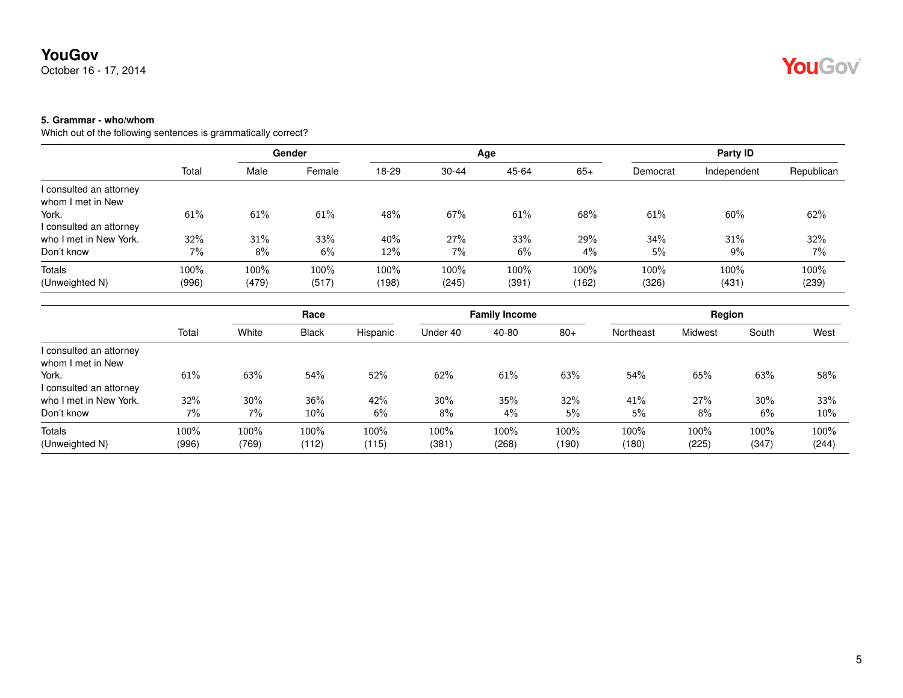# YouGov

October 16 - 17, 2014

**5. Grammar - who/whom**

Which out of the following sentences is grammatically correct?

| | Total | Gender | | Age | | | | Party ID | | |
|---|---|---|---|---|---|---|---|---|---|---|
| | | Male | Female | 18-29 | 30-44 | 45-64 | 65+ | Democrat | Independent | Republican |
| I consulted an attorney whom I met in New York. | 61% | 61% | 61% | 48% | 67% | 61% | 68% | 61% | 60% | 62% |
| I consulted an attorney who I met in New York. | 32% | 31% | 33% | 40% | 27% | 33% | 29% | 34% | 31% | 32% |
| Don't know | 7% | 8% | 6% | 12% | 7% | 6% | 4% | 5% | 9% | 7% |
| Totals | 100% | 100% | 100% | 100% | 100% | 100% | 100% | 100% | 100% | 100% |
| (Unweighted N) | (996) | (479) | (517) | (198) | (245) | (391) | (162) | (326) | (431) | (239) |

| | Total | Race | | | Family Income | | | Region | | | |
|---|---|---|---|---|---|---|---|---|---|---|---|
| | | White | Black | Hispanic | Under 40 | 40-80 | 80+ | Northeast | Midwest | South | West |
| I consulted an attorney whom I met in New York. | 61% | 63% | 54% | 52% | 62% | 61% | 63% | 54% | 65% | 63% | 58% |
| I consulted an attorney who I met in New York. | 32% | 30% | 36% | 42% | 30% | 35% | 32% | 41% | 27% | 30% | 33% |
| Don't know | 7% | 7% | 10% | 6% | 8% | 4% | 5% | 5% | 8% | 6% | 10% |
| Totals | 100% | 100% | 100% | 100% | 100% | 100% | 100% | 100% | 100% | 100% | 100% |
| (Unweighted N) | (996) | (769) | (112) | (115) | (381) | (268) | (190) | (180) | (225) | (347) | (244) |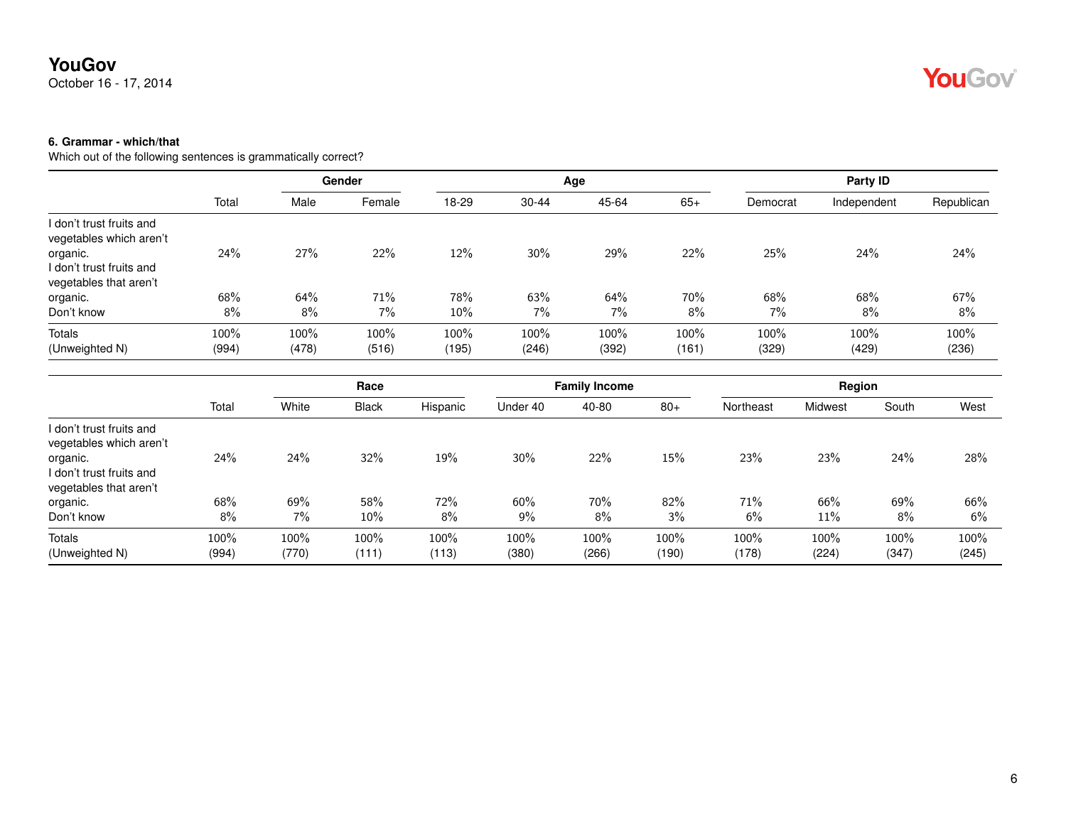### 6. Grammar - which/that

Which out of the following sentences is grammatically correct?

| | Total | Gender | | Age | | | | Party ID | | |
|---|---|---|---|---|---|---|---|---|---|---|
| | | Male | Female | 18-29 | 30-44 | 45-64 | 65+ | Democrat | Independent | Republican |
| I don't trust fruits and vegetables which aren't organic. | 24% | 27% | 22% | 12% | 30% | 29% | 22% | 25% | 24% | 24% |
| I don't trust fruits and vegetables that aren't organic. | 68% | 64% | 71% | 78% | 63% | 64% | 70% | 68% | 68% | 67% |
| Don't know | 8% | 8% | 7% | 10% | 7% | 7% | 8% | 7% | 8% | 8% |
| Totals | 100% | 100% | 100% | 100% | 100% | 100% | 100% | 100% | 100% | 100% |
| (Unweighted N) | (994) | (478) | (516) | (195) | (246) | (392) | (161) | (329) | (429) | (236) |

| | Total | Race | | | Family Income | | | Region | | | |
|---|---|---|---|---|---|---|---|---|---|---|---|
| | | White | Black | Hispanic | Under 40 | 40-80 | 80+ | Northeast | Midwest | South | West |
| I don't trust fruits and vegetables which aren't organic. | 24% | 24% | 32% | 19% | 30% | 22% | 15% | 23% | 23% | 24% | 28% |
| I don't trust fruits and vegetables that aren't organic. | 68% | 69% | 58% | 72% | 60% | 70% | 82% | 71% | 66% | 69% | 66% |
| Don't know | 8% | 7% | 10% | 8% | 9% | 8% | 3% | 6% | 11% | 8% | 6% |
| Totals | 100% | 100% | 100% | 100% | 100% | 100% | 100% | 100% | 100% | 100% | 100% |
| (Unweighted N) | (994) | (770) | (111) | (113) | (380) | (266) | (190) | (178) | (224) | (347) | (245) |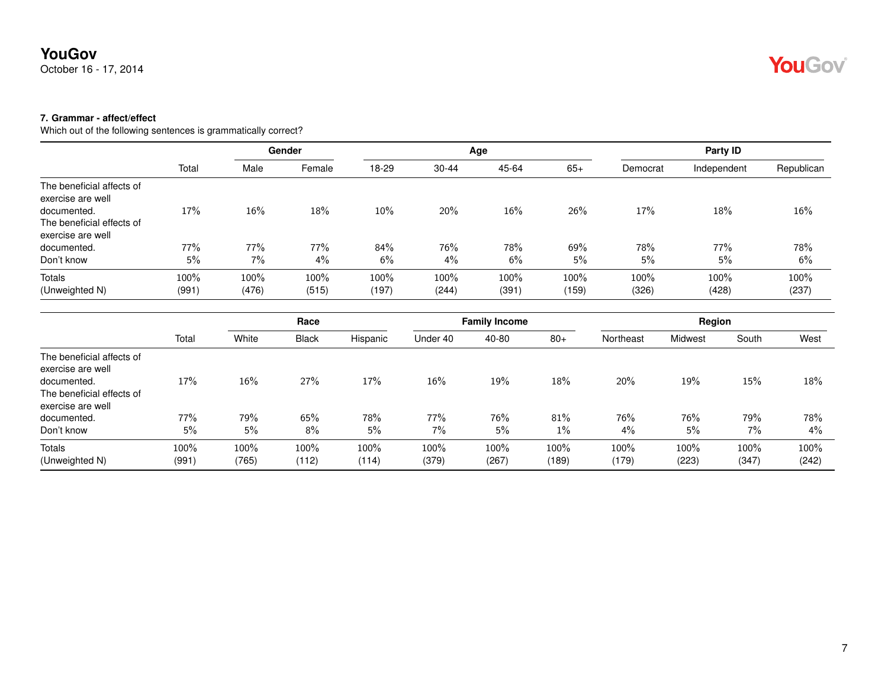## 7. Grammar - affect/effect

Which out of the following sentences is grammatically correct?

| | Total | Gender | | Age | | | | Party ID | | |
|---|---|---|---|---|---|---|---|---|---|---|
| | | Male | Female | 18-29 | 30-44 | 45-64 | 65+ | Democrat | Independent | Republican |
| The beneficial affects of exercise are well documented. | 17% | 16% | 18% | 10% | 20% | 16% | 26% | 17% | 18% | 16% |
| The beneficial effects of exercise are well documented. | 77% | 77% | 77% | 84% | 76% | 78% | 69% | 78% | 77% | 78% |
| Don't know | 5% | 7% | 4% | 6% | 4% | 6% | 5% | 5% | 5% | 6% |
| Totals | 100% | 100% | 100% | 100% | 100% | 100% | 100% | 100% | 100% | 100% |
| (Unweighted N) | (991) | (476) | (515) | (197) | (244) | (391) | (159) | (326) | (428) | (237) |

| | Total | Race | | | Family Income | | | Region | | | |
|---|---|---|---|---|---|---|---|---|---|---|---|
| | | White | Black | Hispanic | Under 40 | 40-80 | 80+ | Northeast | Midwest | South | West |
| The beneficial affects of exercise are well documented. | 17% | 16% | 27% | 17% | 16% | 19% | 18% | 20% | 19% | 15% | 18% |
| The beneficial effects of exercise are well documented. | 77% | 79% | 65% | 78% | 77% | 76% | 81% | 76% | 76% | 79% | 78% |
| Don't know | 5% | 5% | 8% | 5% | 7% | 5% | 1% | 4% | 5% | 7% | 4% |
| Totals | 100% | 100% | 100% | 100% | 100% | 100% | 100% | 100% | 100% | 100% | 100% |
| (Unweighted N) | (991) | (765) | (112) | (114) | (379) | (267) | (189) | (179) | (223) | (347) | (242) |